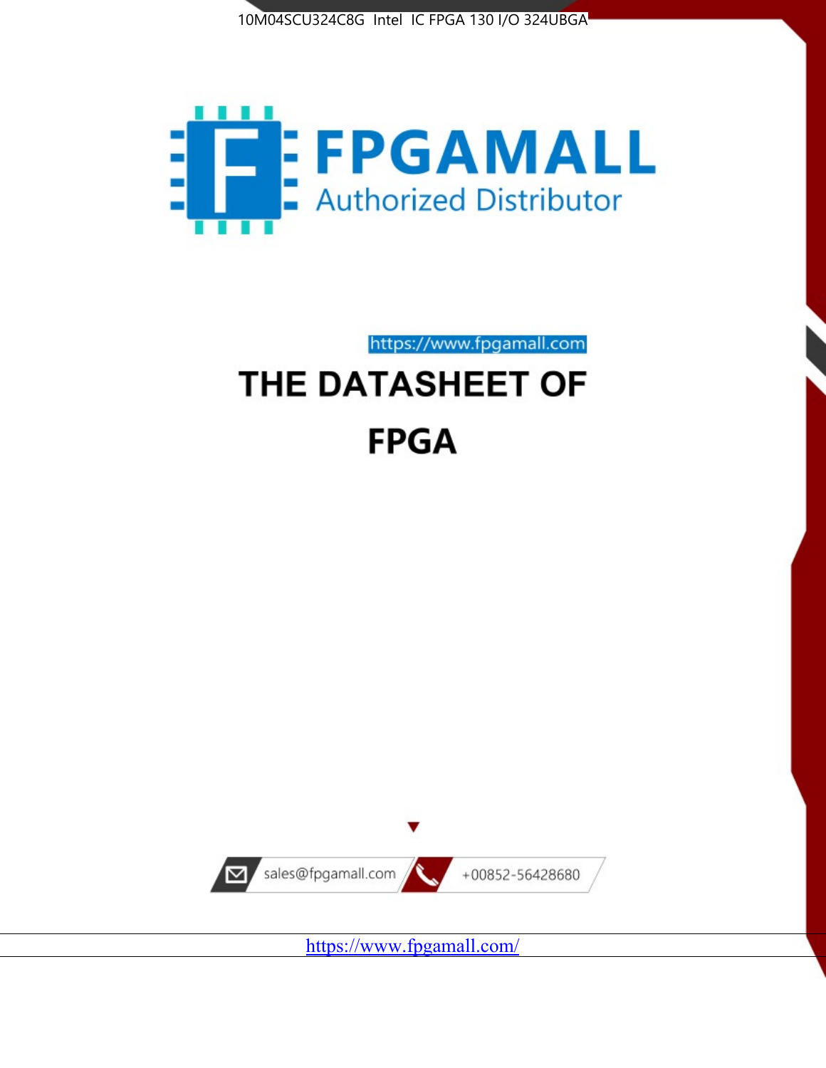10M04SCU324C8G Intel IC FPGA 130 I/O 324UBGA

FPGAMALL

Authorized Distributor

https://www.fpgamall.com

# THE DATASHEET OF

# FPGA

sales@fpgamall.com

+00852-56428680

https://www.fpgamall.com/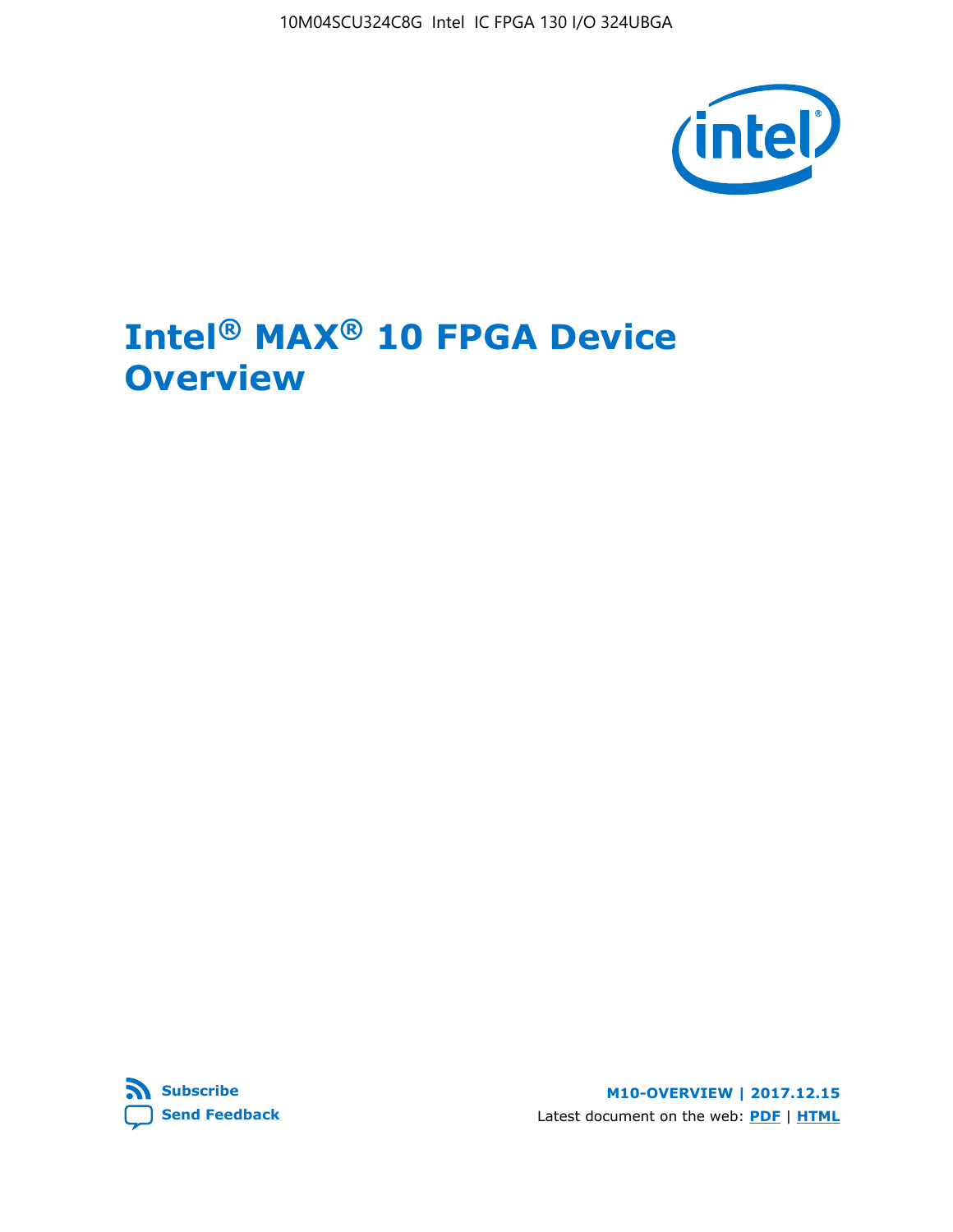10M04SCU324C8G Intel IC FPGA 130 I/O 324UBGA

# Intel® MAX® 10 FPGA Device Overview

Subscribe

Send Feedback

**M10-OVERVIEW | 2017.12.15**

Latest document on the web: **PDF** | **HTML**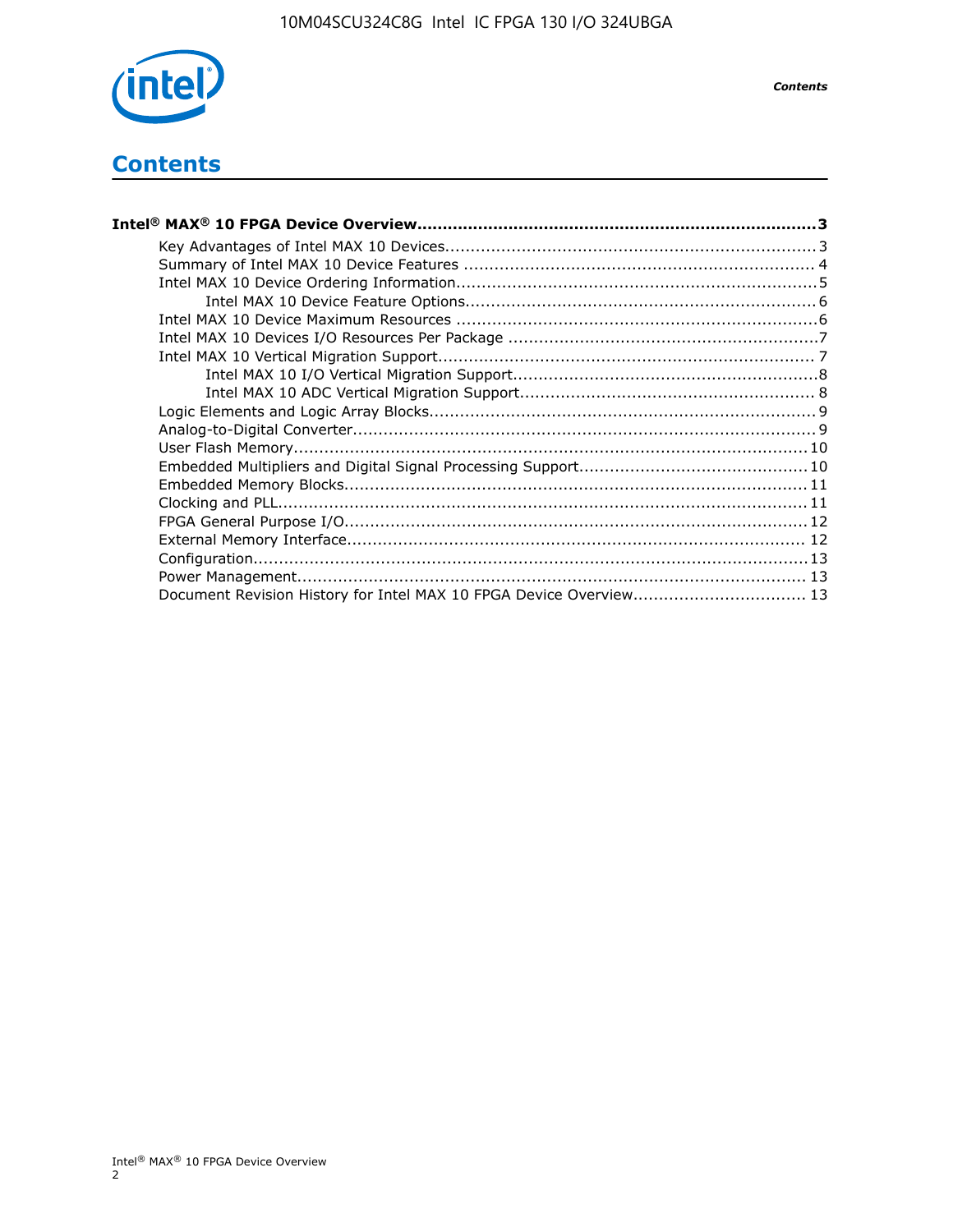# Contents

**Intel® MAX® 10 FPGA Device Overview....................................................................3**

- Key Advantages of Intel MAX 10 Devices....................................................................3
- Summary of Intel MAX 10 Device Features ....................................................................4
- Intel MAX 10 Device Ordering Information....................................................................5
    - Intel MAX 10 Device Feature Options....................................................................6
- Intel MAX 10 Device Maximum Resources ....................................................................6
- Intel MAX 10 Devices I/O Resources Per Package ....................................................................7
- Intel MAX 10 Vertical Migration Support....................................................................7
    - Intel MAX 10 I/O Vertical Migration Support....................................................................8
    - Intel MAX 10 ADC Vertical Migration Support....................................................................8
- Logic Elements and Logic Array Blocks....................................................................9
- Analog-to-Digital Converter....................................................................9
- User Flash Memory....................................................................10
- Embedded Multipliers and Digital Signal Processing Support....................................................................10
- Embedded Memory Blocks....................................................................11
- Clocking and PLL....................................................................11
- FPGA General Purpose I/O....................................................................12
- External Memory Interface....................................................................12
- Configuration....................................................................13
- Power Management....................................................................13
- Document Revision History for Intel MAX 10 FPGA Device Overview....................................................................13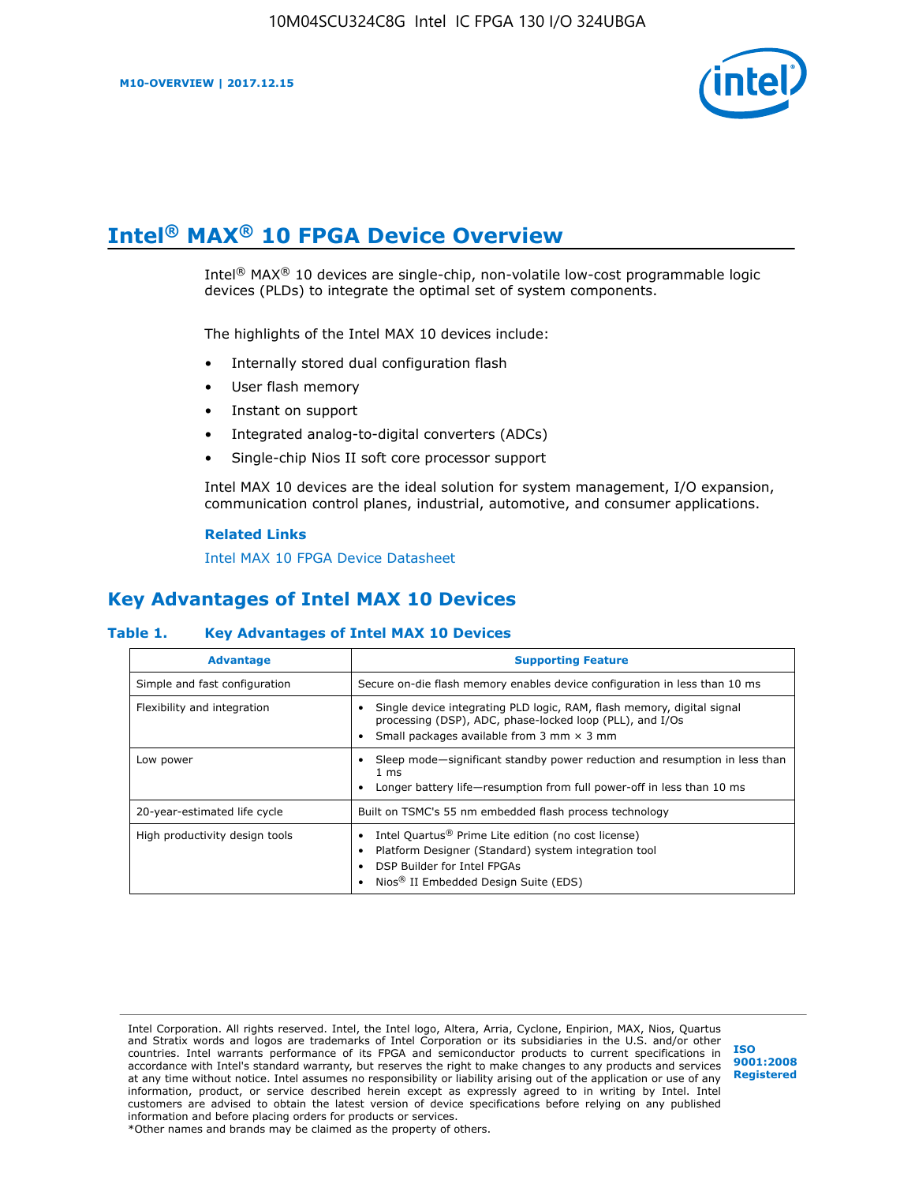# Intel® MAX® 10 FPGA Device Overview

Intel® MAX® 10 devices are single-chip, non-volatile low-cost programmable logic devices (PLDs) to integrate the optimal set of system components.

The highlights of the Intel MAX 10 devices include:

- Internally stored dual configuration flash
- User flash memory
- Instant on support
- Integrated analog-to-digital converters (ADCs)
- Single-chip Nios II soft core processor support

Intel MAX 10 devices are the ideal solution for system management, I/O expansion, communication control planes, industrial, automotive, and consumer applications.

**Related Links**

Intel MAX 10 FPGA Device Datasheet

## Key Advantages of Intel MAX 10 Devices

**Table 1. Key Advantages of Intel MAX 10 Devices**

| Advantage | Supporting Feature |
|---|---|
| Simple and fast configuration | Secure on-die flash memory enables device configuration in less than 10 ms |
| Flexibility and integration | • Single device integrating PLD logic, RAM, flash memory, digital signal processing (DSP), ADC, phase-locked loop (PLL), and I/Os<br>• Small packages available from 3 mm × 3 mm |
| Low power | • Sleep mode—significant standby power reduction and resumption in less than 1 ms<br>• Longer battery life—resumption from full power-off in less than 10 ms |
| 20-year-estimated life cycle | Built on TSMC's 55 nm embedded flash process technology |
| High productivity design tools | • Intel Quartus® Prime Lite edition (no cost license)<br>• Platform Designer (Standard) system integration tool<br>• DSP Builder for Intel FPGAs<br>• Nios® II Embedded Design Suite (EDS) |

Intel Corporation. All rights reserved. Intel, the Intel logo, Altera, Arria, Cyclone, Enpirion, MAX, Nios, Quartus and Stratix words and logos are trademarks of Intel Corporation or its subsidiaries in the U.S. and/or other countries. Intel warrants performance of its FPGA and semiconductor products to current specifications in accordance with Intel's standard warranty, but reserves the right to make changes to any products and services at any time without notice. Intel assumes no responsibility or liability arising out of the application or use of any information, product, or service described herein except as expressly agreed to in writing by Intel. Intel customers are advised to obtain the latest version of device specifications before relying on any published information and before placing orders for products or services.
*Other names and brands may be claimed as the property of others.

**ISO 9001:2008 Registered**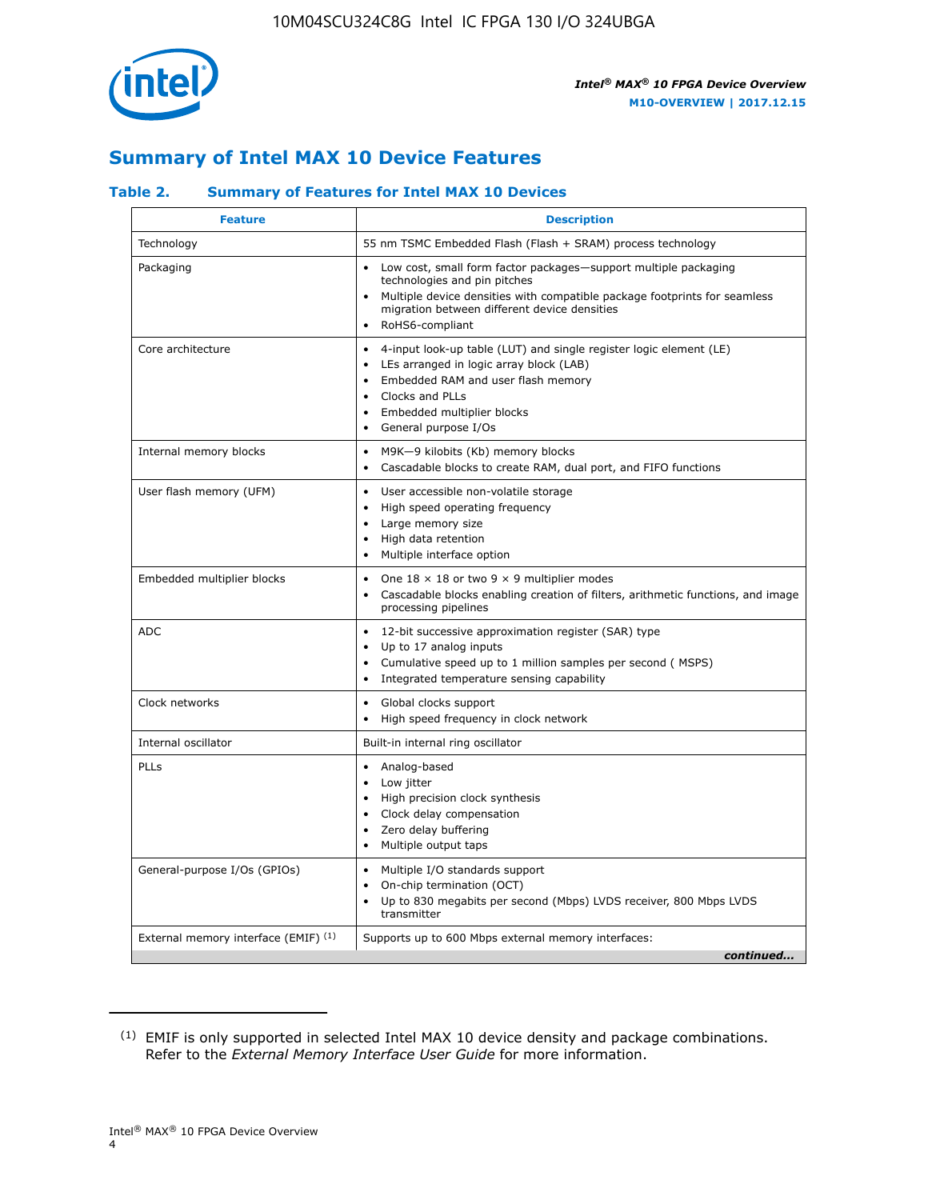## Summary of Intel MAX 10 Device Features

### Table 2. Summary of Features for Intel MAX 10 Devices

| Feature | Description |
|---|---|
| Technology | 55 nm TSMC Embedded Flash (Flash + SRAM) process technology |
| Packaging | • Low cost, small form factor packages—support multiple packaging technologies and pin pitches<br>• Multiple device densities with compatible package footprints for seamless migration between different device densities<br>• RoHS6-compliant |
| Core architecture | • 4-input look-up table (LUT) and single register logic element (LE)<br>• LEs arranged in logic array block (LAB)<br>• Embedded RAM and user flash memory<br>• Clocks and PLLs<br>• Embedded multiplier blocks<br>• General purpose I/Os |
| Internal memory blocks | • M9K—9 kilobits (Kb) memory blocks<br>• Cascadable blocks to create RAM, dual port, and FIFO functions |
| User flash memory (UFM) | • User accessible non-volatile storage<br>• High speed operating frequency<br>• Large memory size<br>• High data retention<br>• Multiple interface option |
| Embedded multiplier blocks | • One 18 × 18 or two 9 × 9 multiplier modes<br>• Cascadable blocks enabling creation of filters, arithmetic functions, and image processing pipelines |
| ADC | • 12-bit successive approximation register (SAR) type<br>• Up to 17 analog inputs<br>• Cumulative speed up to 1 million samples per second ( MSPS)<br>• Integrated temperature sensing capability |
| Clock networks | • Global clocks support<br>• High speed frequency in clock network |
| Internal oscillator | Built-in internal ring oscillator |
| PLLs | • Analog-based<br>• Low jitter<br>• High precision clock synthesis<br>• Clock delay compensation<br>• Zero delay buffering<br>• Multiple output taps |
| General-purpose I/Os (GPIOs) | • Multiple I/O standards support<br>• On-chip termination (OCT)<br>• Up to 830 megabits per second (Mbps) LVDS receiver, 800 Mbps LVDS transmitter |
| External memory interface (EMIF) [(1)] | Supports up to 600 Mbps external memory interfaces: |

*continued...*

(1) EMIF is only supported in selected Intel MAX 10 device density and package combinations. Refer to the *External Memory Interface User Guide* for more information.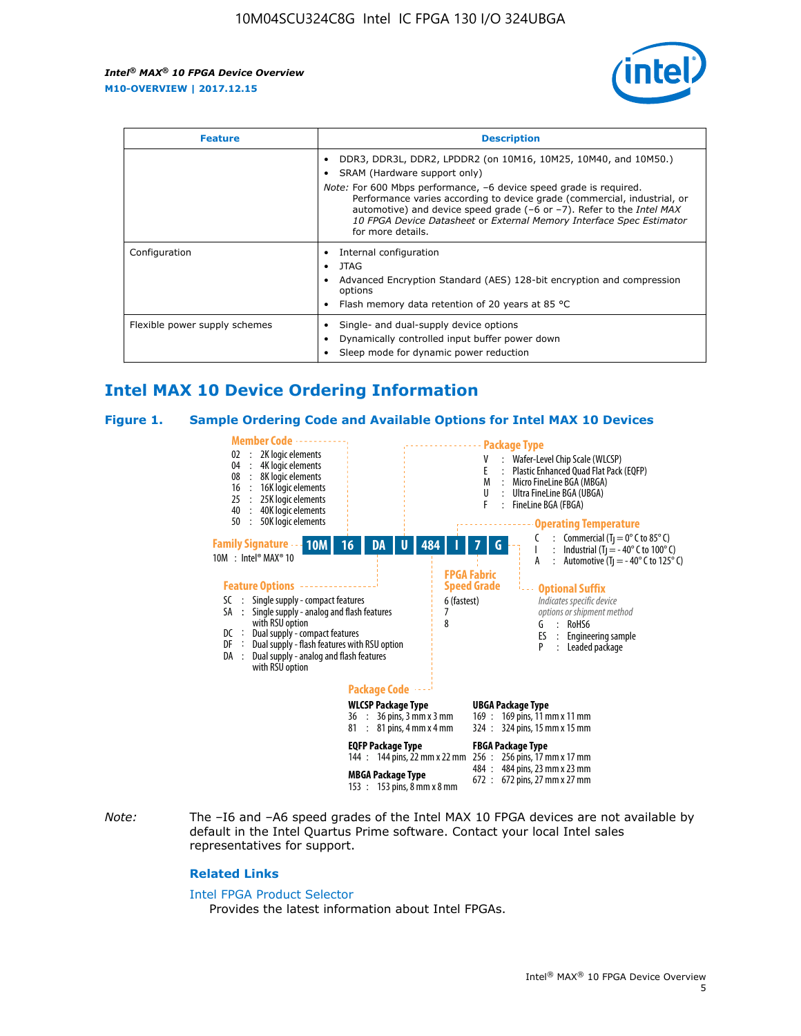| Feature | Description |
| --- | --- |
| | • DDR3, DDR3L, DDR2, LPDDR2 (on 10M16, 10M25, 10M40, and 10M50.)<br>• SRAM (Hardware support only)<br>*Note:* For 600 Mbps performance, –6 device speed grade is required. Performance varies according to device grade (commercial, industrial, or automotive) and device speed grade (–6 or –7). Refer to the *Intel MAX 10 FPGA Device Datasheet* or *External Memory Interface Spec Estimator* for more details. |
| Configuration | • Internal configuration<br>• JTAG<br>• Advanced Encryption Standard (AES) 128-bit encryption and compression options<br>• Flash memory data retention of 20 years at 85 °C |
| Flexible power supply schemes | • Single- and dual-supply device options<br>• Dynamically controlled input buffer power down<br>• Sleep mode for dynamic power reduction |

## Intel MAX 10 Device Ordering Information

### Figure 1. Sample Ordering Code and Available Options for Intel MAX 10 Devices

Sample ordering code: **10M 16 DA U 484 I 7 G**

**Family Signature**
10M : Intel® MAX® 10

**Member Code**
- 02 : 2K logic elements
- 04 : 4K logic elements
- 08 : 8K logic elements
- 16 : 16K logic elements
- 25 : 25K logic elements
- 40 : 40K logic elements
- 50 : 50K logic elements

**Feature Options**
- SC : Single supply - compact features
- SA : Single supply - analog and flash features with RSU option
- DC : Dual supply - compact features
- DF : Dual supply - flash features with RSU option
- DA : Dual supply - analog and flash features with RSU option

**Package Type**
- V : Wafer-Level Chip Scale (WLCSP)
- E : Plastic Enhanced Quad Flat Pack (EQFP)
- M : Micro FineLine BGA (MBGA)
- U : Ultra FineLine BGA (UBGA)
- F : FineLine BGA (FBGA)

**Package Code**

WLCSP Package Type
- 36 : 36 pins, 3 mm x 3 mm
- 81 : 81 pins, 4 mm x 4 mm

EQFP Package Type
- 144 : 144 pins, 22 mm x 22 mm

MBGA Package Type
- 153 : 153 pins, 8 mm x 8 mm

UBGA Package Type
- 169 : 169 pins, 11 mm x 11 mm
- 324 : 324 pins, 15 mm x 15 mm

FBGA Package Type
- 256 : 256 pins, 17 mm x 17 mm
- 484 : 484 pins, 23 mm x 23 mm
- 672 : 672 pins, 27 mm x 27 mm

**Operating Temperature**
- C : Commercial ($T_J$ = 0° C to 85° C)
- I : Industrial ($T_J$ = - 40° C to 100° C)
- A : Automotive ($T_J$ = - 40° C to 125° C)

**FPGA Fabric Speed Grade**
- 6 (fastest)
- 7
- 8

**Optional Suffix**
*Indicates specific device options or shipment method*
- G : RoHS6
- ES : Engineering sample
- P : Leaded package

*Note:* The –I6 and –A6 speed grades of the Intel MAX 10 FPGA devices are not available by default in the Intel Quartus Prime software. Contact your local Intel sales representatives for support.

#### Related Links

Intel FPGA Product Selector
Provides the latest information about Intel FPGAs.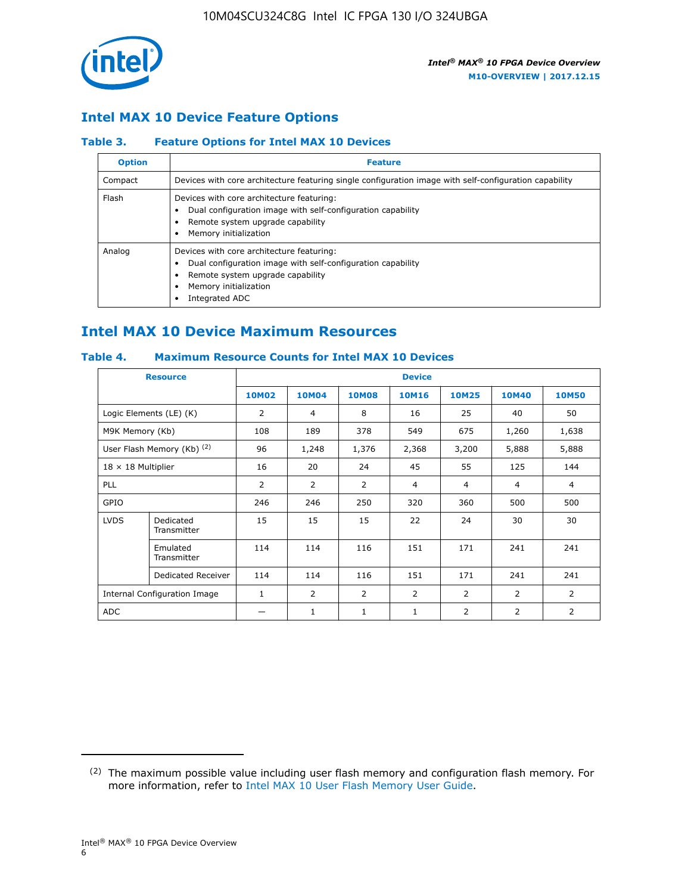## Intel MAX 10 Device Feature Options

### Table 3. Feature Options for Intel MAX 10 Devices

| Option | Feature |
|---|---|
| Compact | Devices with core architecture featuring single configuration image with self-configuration capability |
| Flash | Devices with core architecture featuring:<br>• Dual configuration image with self-configuration capability<br>• Remote system upgrade capability<br>• Memory initialization |
| Analog | Devices with core architecture featuring:<br>• Dual configuration image with self-configuration capability<br>• Remote system upgrade capability<br>• Memory initialization<br>• Integrated ADC |

## Intel MAX 10 Device Maximum Resources

### Table 4. Maximum Resource Counts for Intel MAX 10 Devices

| Resource | | Device | | | | | | |
|---|---|---|---|---|---|---|---|---|
| | | 10M02 | 10M04 | 10M08 | 10M16 | 10M25 | 10M40 | 10M50 |
| Logic Elements (LE) (K) | | 2 | 4 | 8 | 16 | 25 | 40 | 50 |
| M9K Memory (Kb) | | 108 | 189 | 378 | 549 | 675 | 1,260 | 1,638 |
| User Flash Memory (Kb) [(2)] | | 96 | 1,248 | 1,376 | 2,368 | 3,200 | 5,888 | 5,888 |
| 18 × 18 Multiplier | | 16 | 20 | 24 | 45 | 55 | 125 | 144 |
| PLL | | 2 | 2 | 2 | 4 | 4 | 4 | 4 |
| GPIO | | 246 | 246 | 250 | 320 | 360 | 500 | 500 |
| LVDS | Dedicated Transmitter | 15 | 15 | 15 | 22 | 24 | 30 | 30 |
| | Emulated Transmitter | 114 | 114 | 116 | 151 | 171 | 241 | 241 |
| | Dedicated Receiver | 114 | 114 | 116 | 151 | 171 | 241 | 241 |
| Internal Configuration Image | | 1 | 2 | 2 | 2 | 2 | 2 | 2 |
| ADC | | — | 1 | 1 | 1 | 2 | 2 | 2 |

(2) The maximum possible value including user flash memory and configuration flash memory. For more information, refer to Intel MAX 10 User Flash Memory User Guide.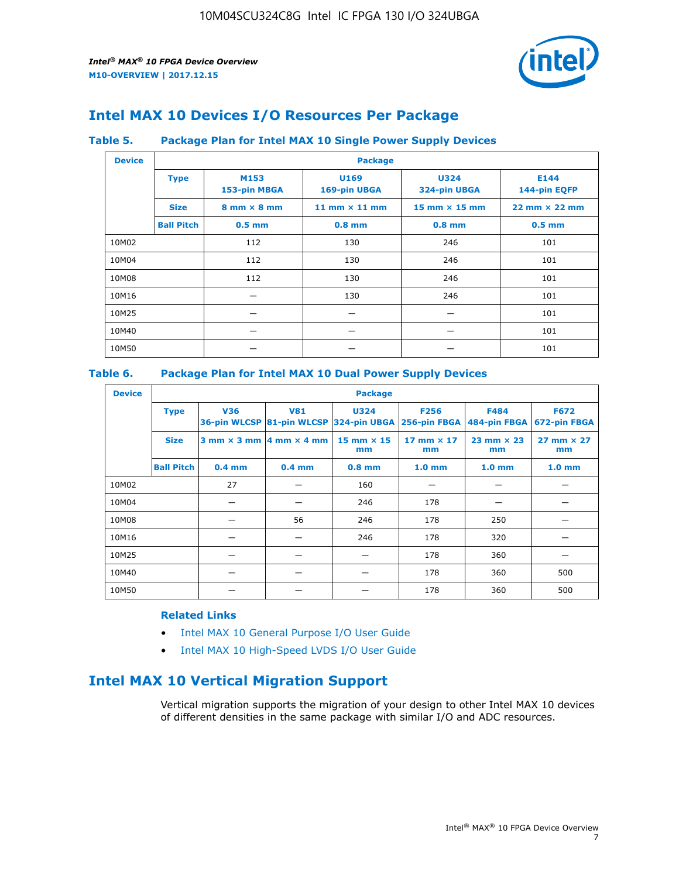# Intel MAX 10 Devices I/O Resources Per Package

### Table 5. Package Plan for Intel MAX 10 Single Power Supply Devices

| Device | Package | | | | |
|---|---|---|---|---|---|
| | **Type** | **M153** 153-pin MBGA | **U169** 169-pin UBGA | **U324** 324-pin UBGA | **E144** 144-pin EQFP |
| | **Size** | 8 mm × 8 mm | 11 mm × 11 mm | 15 mm × 15 mm | 22 mm × 22 mm |
| | **Ball Pitch** | 0.5 mm | 0.8 mm | 0.8 mm | 0.5 mm |
| 10M02 | | 112 | 130 | 246 | 101 |
| 10M04 | | 112 | 130 | 246 | 101 |
| 10M08 | | 112 | 130 | 246 | 101 |
| 10M16 | | — | 130 | 246 | 101 |
| 10M25 | | — | — | — | 101 |
| 10M40 | | — | — | — | 101 |
| 10M50 | | — | — | — | 101 |

### Table 6. Package Plan for Intel MAX 10 Dual Power Supply Devices

| Device | Package | | | | | | |
|---|---|---|---|---|---|---|---|
| | **Type** | **V36** 36-pin WLCSP | **V81** 81-pin WLCSP | **U324** 324-pin UBGA | **F256** 256-pin FBGA | **F484** 484-pin FBGA | **F672** 672-pin FBGA |
| | **Size** | 3 mm × 3 mm | 4 mm × 4 mm | 15 mm × 15 mm | 17 mm × 17 mm | 23 mm × 23 mm | 27 mm × 27 mm |
| | **Ball Pitch** | 0.4 mm | 0.4 mm | 0.8 mm | 1.0 mm | 1.0 mm | 1.0 mm |
| 10M02 | | 27 | — | 160 | — | — | — |
| 10M04 | | — | — | 246 | 178 | — | — |
| 10M08 | | — | 56 | 246 | 178 | 250 | — |
| 10M16 | | — | — | 246 | 178 | 320 | — |
| 10M25 | | — | — | — | 178 | 360 | — |
| 10M40 | | — | — | — | 178 | 360 | 500 |
| 10M50 | | — | — | — | 178 | 360 | 500 |

**Related Links**

- Intel MAX 10 General Purpose I/O User Guide
- Intel MAX 10 High-Speed LVDS I/O User Guide

# Intel MAX 10 Vertical Migration Support

Vertical migration supports the migration of your design to other Intel MAX 10 devices of different densities in the same package with similar I/O and ADC resources.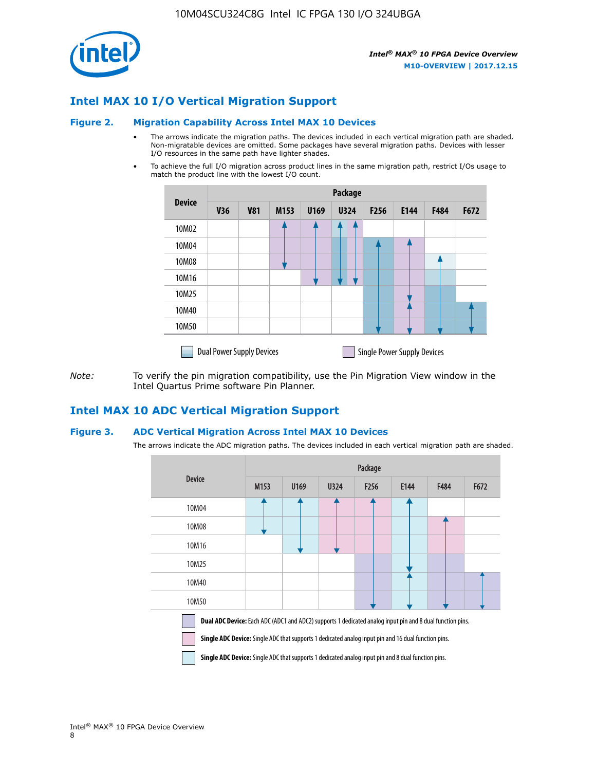## Intel MAX 10 I/O Vertical Migration Support

### Figure 2. Migration Capability Across Intel MAX 10 Devices

- The arrows indicate the migration paths. The devices included in each vertical migration path are shaded. Non-migratable devices are omitted. Some packages have several migration paths. Devices with lesser I/O resources in the same path have lighter shades.
- To achieve the full I/O migration across product lines in the same migration path, restrict I/Os usage to match the product line with the lowest I/O count.

| Device | Package | | | | | | | | |
|---|---|---|---|---|---|---|---|---|---|
| | V36 | V81 | M153 | U169 | U324 | F256 | E144 | F484 | F672 |
| 10M02 | | | | | | | | | |
| 10M04 | | | | | | | | | |
| 10M08 | | | | | | | | | |
| 10M16 | | | | | | | | | |
| 10M25 | | | | | | | | | |
| 10M40 | | | | | | | | | |
| 10M50 | | | | | | | | | |

Dual Power Supply Devices    Single Power Supply Devices

*Note:* To verify the pin migration compatibility, use the Pin Migration View window in the Intel Quartus Prime software Pin Planner.

## Intel MAX 10 ADC Vertical Migration Support

### Figure 3. ADC Vertical Migration Across Intel MAX 10 Devices

The arrows indicate the ADC migration paths. The devices included in each vertical migration path are shaded.

| Device | Package | | | | | | |
|---|---|---|---|---|---|---|---|
| | M153 | U169 | U324 | F256 | E144 | F484 | F672 |
| 10M04 | | | | | | | |
| 10M08 | | | | | | | |
| 10M16 | | | | | | | |
| 10M25 | | | | | | | |
| 10M40 | | | | | | | |
| 10M50 | | | | | | | |

**Dual ADC Device:** Each ADC (ADC1 and ADC2) supports 1 dedicated analog input pin and 8 dual function pins.

**Single ADC Device:** Single ADC that supports 1 dedicated analog input pin and 16 dual function pins.

**Single ADC Device:** Single ADC that supports 1 dedicated analog input pin and 8 dual function pins.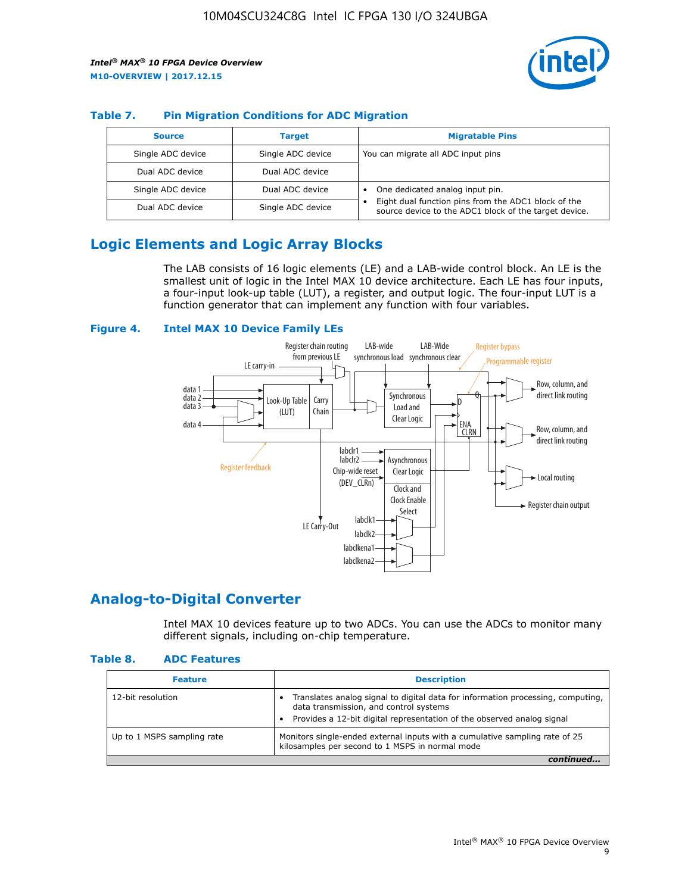### Table 7. Pin Migration Conditions for ADC Migration

| Source | Target | Migratable Pins |
|---|---|---|
| Single ADC device | Single ADC device | You can migrate all ADC input pins |
| Dual ADC device | Dual ADC device | |
| Single ADC device | Dual ADC device | • One dedicated analog input pin.<br>• Eight dual function pins from the ADC1 block of the source device to the ADC1 block of the target device. |
| Dual ADC device | Single ADC device | |

## Logic Elements and Logic Array Blocks

The LAB consists of 16 logic elements (LE) and a LAB-wide control block. An LE is the smallest unit of logic in the Intel MAX 10 device architecture. Each LE has four inputs, a four-input look-up table (LUT), a register, and output logic. The four-input LUT is a function generator that can implement any function with four variables.

### Figure 4. Intel MAX 10 Device Family LEs

## Analog-to-Digital Converter

Intel MAX 10 devices feature up to two ADCs. You can use the ADCs to monitor many different signals, including on-chip temperature.

### Table 8. ADC Features

| Feature | Description |
|---|---|
| 12-bit resolution | • Translates analog signal to digital data for information processing, computing, data transmission, and control systems<br>• Provides a 12-bit digital representation of the observed analog signal |
| Up to 1 MSPS sampling rate | Monitors single-ended external inputs with a cumulative sampling rate of 25 kilosamples per second to 1 MSPS in normal mode |

*continued...*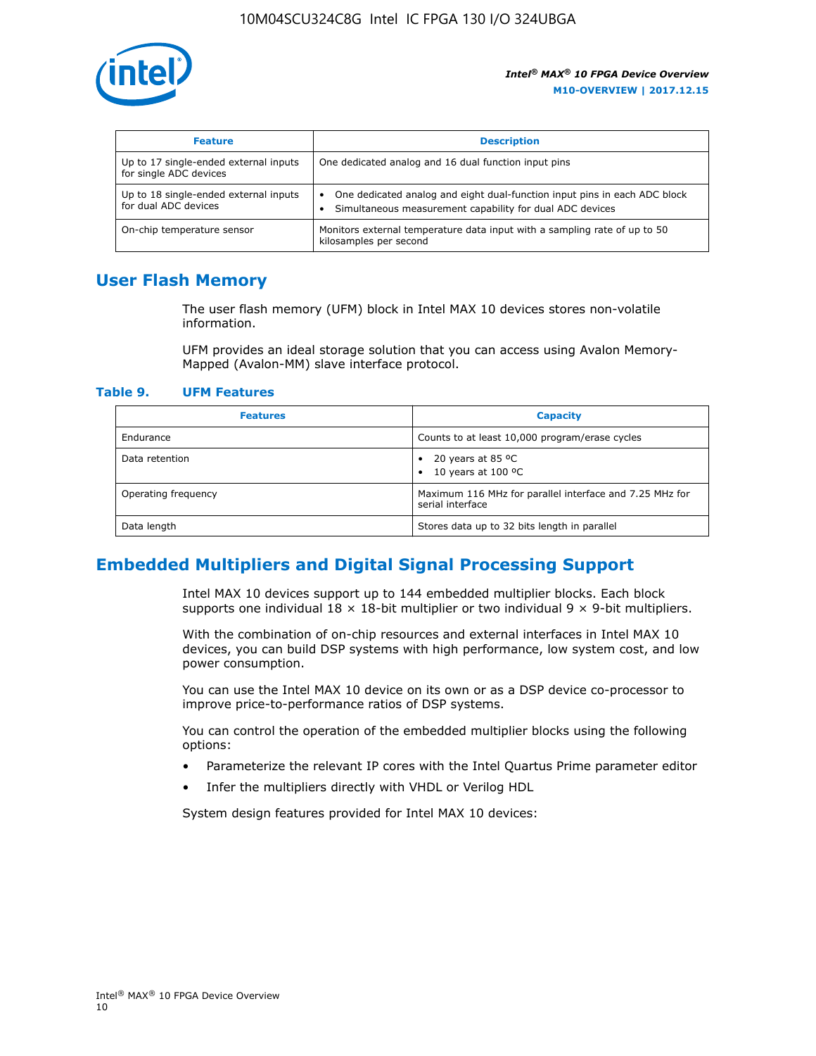| Feature | Description |
| --- | --- |
| Up to 17 single-ended external inputs for single ADC devices | One dedicated analog and 16 dual function input pins |
| Up to 18 single-ended external inputs for dual ADC devices | • One dedicated analog and eight dual-function input pins in each ADC block<br>• Simultaneous measurement capability for dual ADC devices |
| On-chip temperature sensor | Monitors external temperature data input with a sampling rate of up to 50 kilosamples per second |

## User Flash Memory

The user flash memory (UFM) block in Intel MAX 10 devices stores non-volatile information.

UFM provides an ideal storage solution that you can access using Avalon Memory-Mapped (Avalon-MM) slave interface protocol.

**Table 9. UFM Features**

| Features | Capacity |
| --- | --- |
| Endurance | Counts to at least 10,000 program/erase cycles |
| Data retention | • 20 years at 85 ºC<br>• 10 years at 100 ºC |
| Operating frequency | Maximum 116 MHz for parallel interface and 7.25 MHz for serial interface |
| Data length | Stores data up to 32 bits length in parallel |

## Embedded Multipliers and Digital Signal Processing Support

Intel MAX 10 devices support up to 144 embedded multiplier blocks. Each block supports one individual 18 × 18-bit multiplier or two individual 9 × 9-bit multipliers.

With the combination of on-chip resources and external interfaces in Intel MAX 10 devices, you can build DSP systems with high performance, low system cost, and low power consumption.

You can use the Intel MAX 10 device on its own or as a DSP device co-processor to improve price-to-performance ratios of DSP systems.

You can control the operation of the embedded multiplier blocks using the following options:

- Parameterize the relevant IP cores with the Intel Quartus Prime parameter editor
- Infer the multipliers directly with VHDL or Verilog HDL

System design features provided for Intel MAX 10 devices: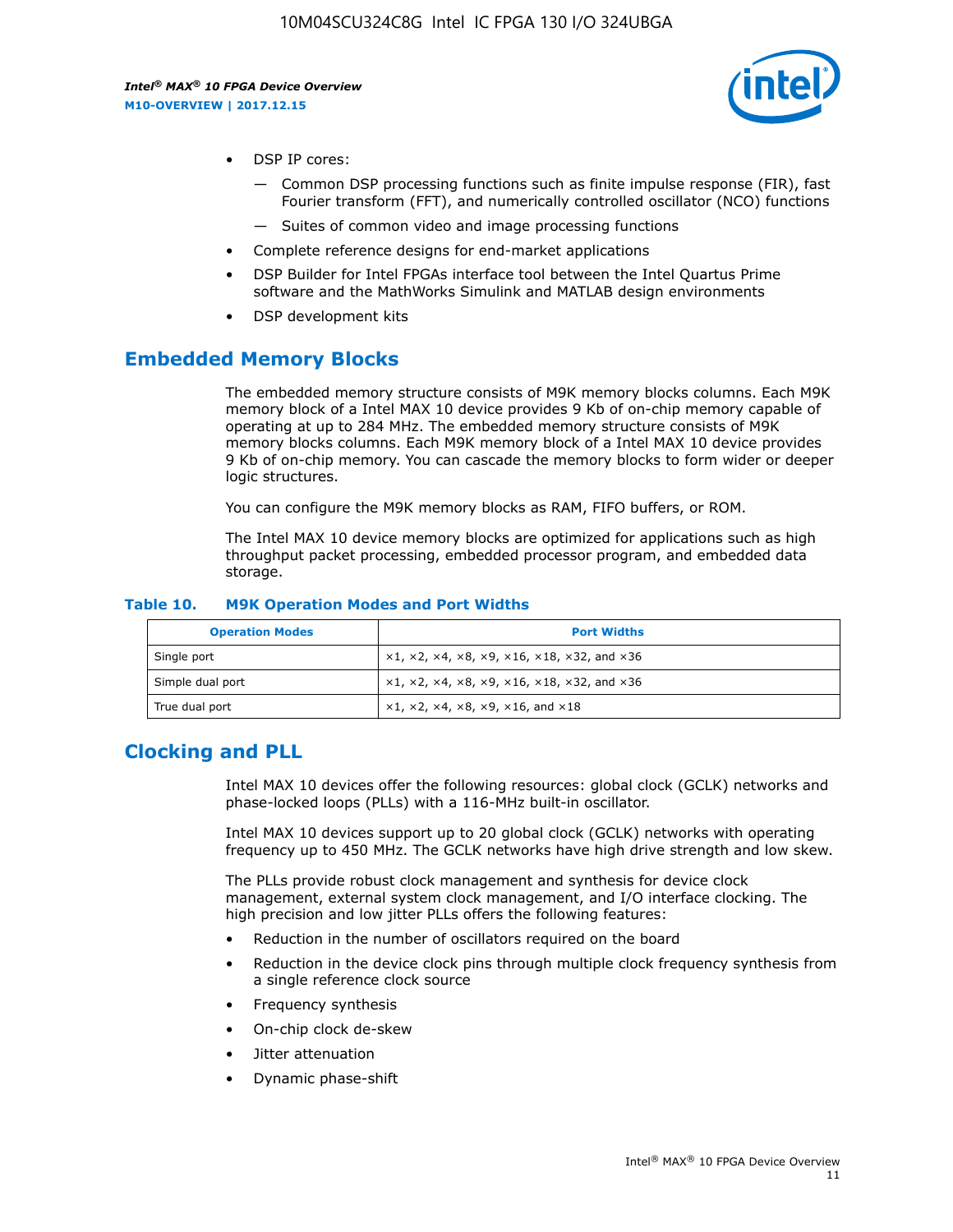- DSP IP cores:
  - — Common DSP processing functions such as finite impulse response (FIR), fast Fourier transform (FFT), and numerically controlled oscillator (NCO) functions
  - — Suites of common video and image processing functions
- Complete reference designs for end-market applications
- DSP Builder for Intel FPGAs interface tool between the Intel Quartus Prime software and the MathWorks Simulink and MATLAB design environments
- DSP development kits

## Embedded Memory Blocks

The embedded memory structure consists of M9K memory blocks columns. Each M9K memory block of a Intel MAX 10 device provides 9 Kb of on-chip memory capable of operating at up to 284 MHz. The embedded memory structure consists of M9K memory blocks columns. Each M9K memory block of a Intel MAX 10 device provides 9 Kb of on-chip memory. You can cascade the memory blocks to form wider or deeper logic structures.

You can configure the M9K memory blocks as RAM, FIFO buffers, or ROM.

The Intel MAX 10 device memory blocks are optimized for applications such as high throughput packet processing, embedded processor program, and embedded data storage.

**Table 10. M9K Operation Modes and Port Widths**

| Operation Modes | Port Widths |
| --- | --- |
| Single port | ×1, ×2, ×4, ×8, ×9, ×16, ×18, ×32, and ×36 |
| Simple dual port | ×1, ×2, ×4, ×8, ×9, ×16, ×18, ×32, and ×36 |
| True dual port | ×1, ×2, ×4, ×8, ×9, ×16, and ×18 |

## Clocking and PLL

Intel MAX 10 devices offer the following resources: global clock (GCLK) networks and phase-locked loops (PLLs) with a 116-MHz built-in oscillator.

Intel MAX 10 devices support up to 20 global clock (GCLK) networks with operating frequency up to 450 MHz. The GCLK networks have high drive strength and low skew.

The PLLs provide robust clock management and synthesis for device clock management, external system clock management, and I/O interface clocking. The high precision and low jitter PLLs offers the following features:

- Reduction in the number of oscillators required on the board
- Reduction in the device clock pins through multiple clock frequency synthesis from a single reference clock source
- Frequency synthesis
- On-chip clock de-skew
- Jitter attenuation
- Dynamic phase-shift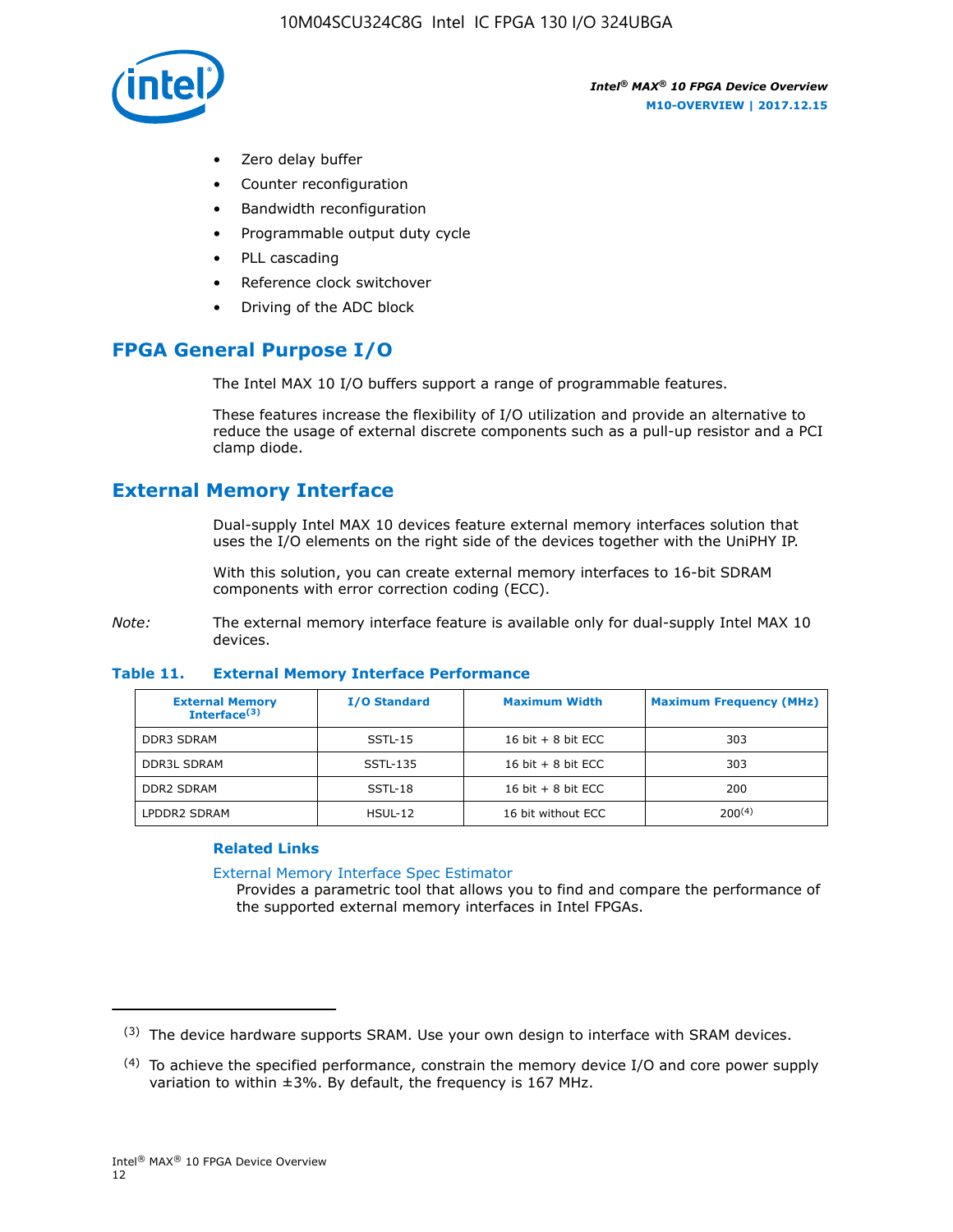- Zero delay buffer
- Counter reconfiguration
- Bandwidth reconfiguration
- Programmable output duty cycle
- PLL cascading
- Reference clock switchover
- Driving of the ADC block

## FPGA General Purpose I/O

The Intel MAX 10 I/O buffers support a range of programmable features.

These features increase the flexibility of I/O utilization and provide an alternative to reduce the usage of external discrete components such as a pull-up resistor and a PCI clamp diode.

## External Memory Interface

Dual-supply Intel MAX 10 devices feature external memory interfaces solution that uses the I/O elements on the right side of the devices together with the UniPHY IP.

With this solution, you can create external memory interfaces to 16-bit SDRAM components with error correction coding (ECC).

*Note:* The external memory interface feature is available only for dual-supply Intel MAX 10 devices.

**Table 11. External Memory Interface Performance**

| External Memory Interface[(3)] | I/O Standard | Maximum Width | Maximum Frequency (MHz) |
|---|---|---|---|
| DDR3 SDRAM | SSTL-15 | 16 bit + 8 bit ECC | 303 |
| DDR3L SDRAM | SSTL-135 | 16 bit + 8 bit ECC | 303 |
| DDR2 SDRAM | SSTL-18 | 16 bit + 8 bit ECC | 200 |
| LPDDR2 SDRAM | HSUL-12 | 16 bit without ECC | 200[(4)] |

### Related Links

External Memory Interface Spec Estimator
Provides a parametric tool that allows you to find and compare the performance of the supported external memory interfaces in Intel FPGAs.

(3) The device hardware supports SRAM. Use your own design to interface with SRAM devices.

(4) To achieve the specified performance, constrain the memory device I/O and core power supply variation to within ±3%. By default, the frequency is 167 MHz.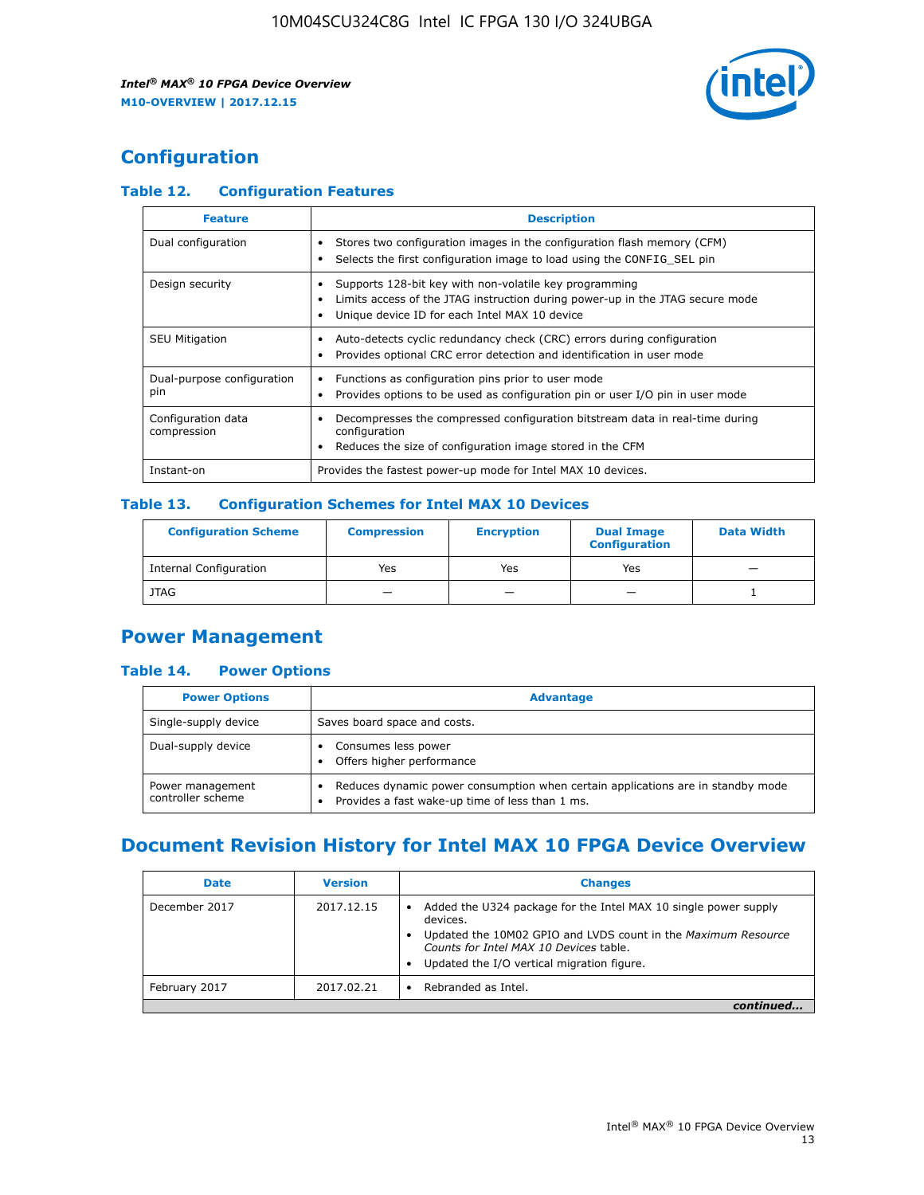## Configuration

### Table 12. Configuration Features

| Feature | Description |
| --- | --- |
| Dual configuration | • Stores two configuration images in the configuration flash memory (CFM) • Selects the first configuration image to load using the CONFIG_SEL pin |
| Design security | • Supports 128-bit key with non-volatile key programming • Limits access of the JTAG instruction during power-up in the JTAG secure mode • Unique device ID for each Intel MAX 10 device |
| SEU Mitigation | • Auto-detects cyclic redundancy check (CRC) errors during configuration • Provides optional CRC error detection and identification in user mode |
| Dual-purpose configuration pin | • Functions as configuration pins prior to user mode • Provides options to be used as configuration pin or user I/O pin in user mode |
| Configuration data compression | • Decompresses the compressed configuration bitstream data in real-time during configuration • Reduces the size of configuration image stored in the CFM |
| Instant-on | Provides the fastest power-up mode for Intel MAX 10 devices. |

### Table 13. Configuration Schemes for Intel MAX 10 Devices

| Configuration Scheme | Compression | Encryption | Dual Image Configuration | Data Width |
| --- | --- | --- | --- | --- |
| Internal Configuration | Yes | Yes | Yes | — |
| JTAG | — | — | — | 1 |

## Power Management

### Table 14. Power Options

| Power Options | Advantage |
| --- | --- |
| Single-supply device | Saves board space and costs. |
| Dual-supply device | • Consumes less power • Offers higher performance |
| Power management controller scheme | • Reduces dynamic power consumption when certain applications are in standby mode • Provides a fast wake-up time of less than 1 ms. |

## Document Revision History for Intel MAX 10 FPGA Device Overview

| Date | Version | Changes |
| --- | --- | --- |
| December 2017 | 2017.12.15 | • Added the U324 package for the Intel MAX 10 single power supply devices. • Updated the 10M02 GPIO and LVDS count in the *Maximum Resource Counts for Intel MAX 10 Devices* table. • Updated the I/O vertical migration figure. |
| February 2017 | 2017.02.21 | • Rebranded as Intel. |

*continued...*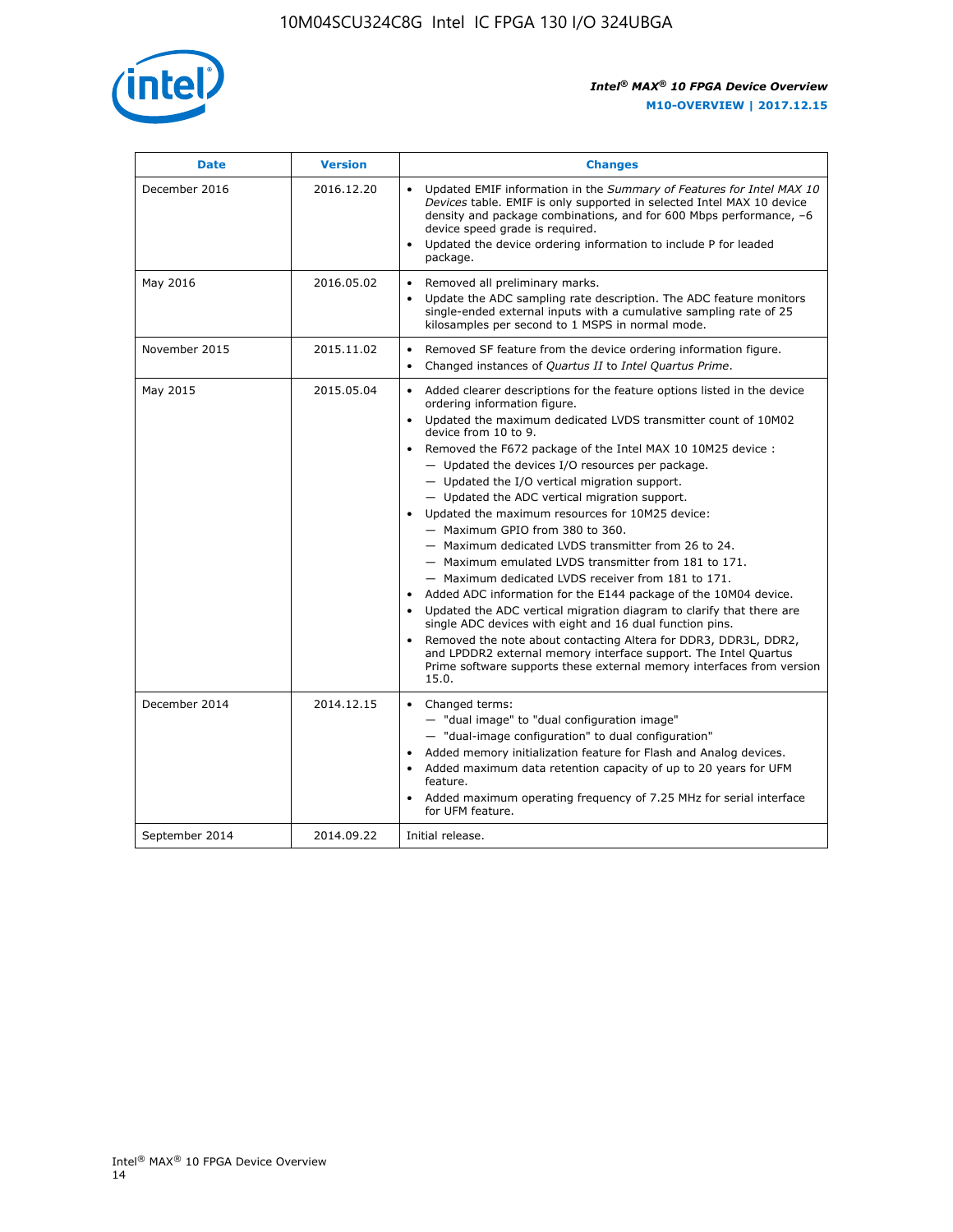| Date | Version | Changes |
| --- | --- | --- |
| December 2016 | 2016.12.20 | • Updated EMIF information in the *Summary of Features for Intel MAX 10 Devices* table. EMIF is only supported in selected Intel MAX 10 device density and package combinations, and for 600 Mbps performance, –6 device speed grade is required.<br>• Updated the device ordering information to include P for leaded package. |
| May 2016 | 2016.05.02 | • Removed all preliminary marks.<br>• Update the ADC sampling rate description. The ADC feature monitors single-ended external inputs with a cumulative sampling rate of 25 kilosamples per second to 1 MSPS in normal mode. |
| November 2015 | 2015.11.02 | • Removed SF feature from the device ordering information figure.<br>• Changed instances of *Quartus II* to *Intel Quartus Prime*. |
| May 2015 | 2015.05.04 | • Added clearer descriptions for the feature options listed in the device ordering information figure.<br>• Updated the maximum dedicated LVDS transmitter count of 10M02 device from 10 to 9.<br>• Removed the F672 package of the Intel MAX 10 10M25 device :<br>  — Updated the devices I/O resources per package.<br>  — Updated the I/O vertical migration support.<br>  — Updated the ADC vertical migration support.<br>• Updated the maximum resources for 10M25 device:<br>  — Maximum GPIO from 380 to 360.<br>  — Maximum dedicated LVDS transmitter from 26 to 24.<br>  — Maximum emulated LVDS transmitter from 181 to 171.<br>  — Maximum dedicated LVDS receiver from 181 to 171.<br>• Added ADC information for the E144 package of the 10M04 device.<br>• Updated the ADC vertical migration diagram to clarify that there are single ADC devices with eight and 16 dual function pins.<br>• Removed the note about contacting Altera for DDR3, DDR3L, DDR2, and LPDDR2 external memory interface support. The Intel Quartus Prime software supports these external memory interfaces from version 15.0. |
| December 2014 | 2014.12.15 | • Changed terms:<br>  — "dual image" to "dual configuration image"<br>  — "dual-image configuration" to dual configuration"<br>• Added memory initialization feature for Flash and Analog devices.<br>• Added maximum data retention capacity of up to 20 years for UFM feature.<br>• Added maximum operating frequency of 7.25 MHz for serial interface for UFM feature. |
| September 2014 | 2014.09.22 | Initial release. |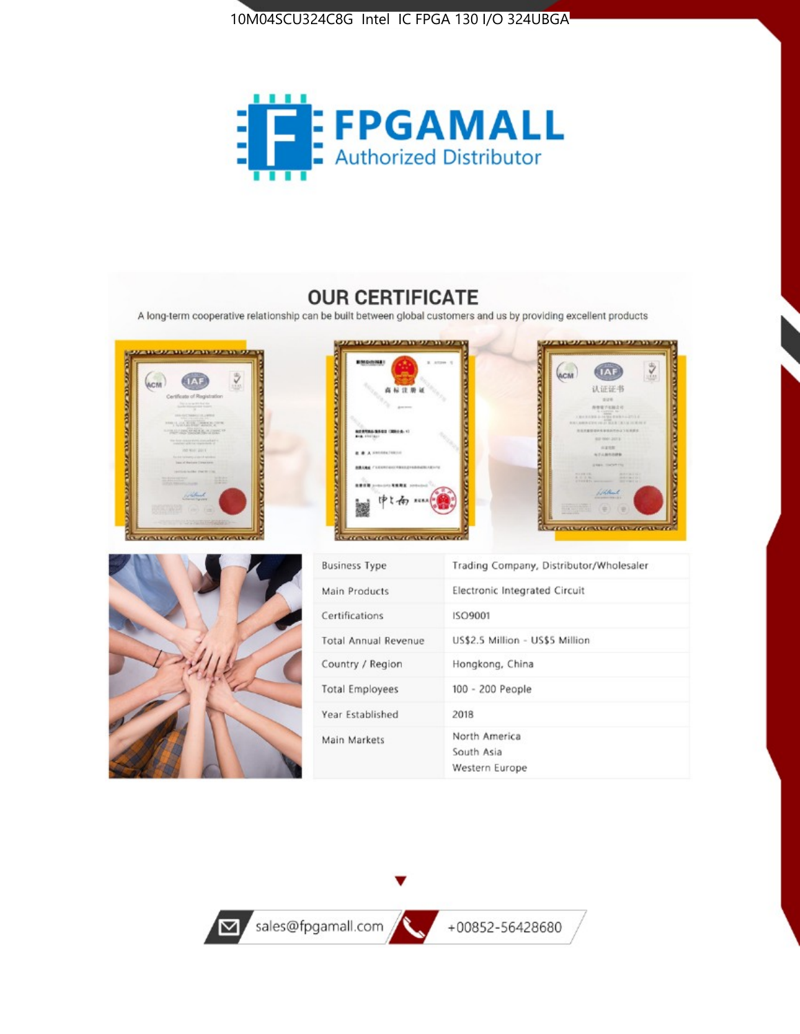FPGAMALL
Authorized Distributor

## OUR CERTIFICATE

A long-term cooperative relationship can be built between global customers and us by providing excellent products

| | |
|---|---|
| Business Type | Trading Company, Distributor/Wholesaler |
| Main Products | Electronic Integrated Circuit |
| Certifications | ISO9001 |
| Total Annual Revenue | US$2.5 Million - US$5 Million |
| Country / Region | Hongkong, China |
| Total Employees | 100 - 200 People |
| Year Established | 2018 |
| Main Markets | North America<br>South Asia<br>Western Europe |

sales@fpgamall.com

+00852-56428680